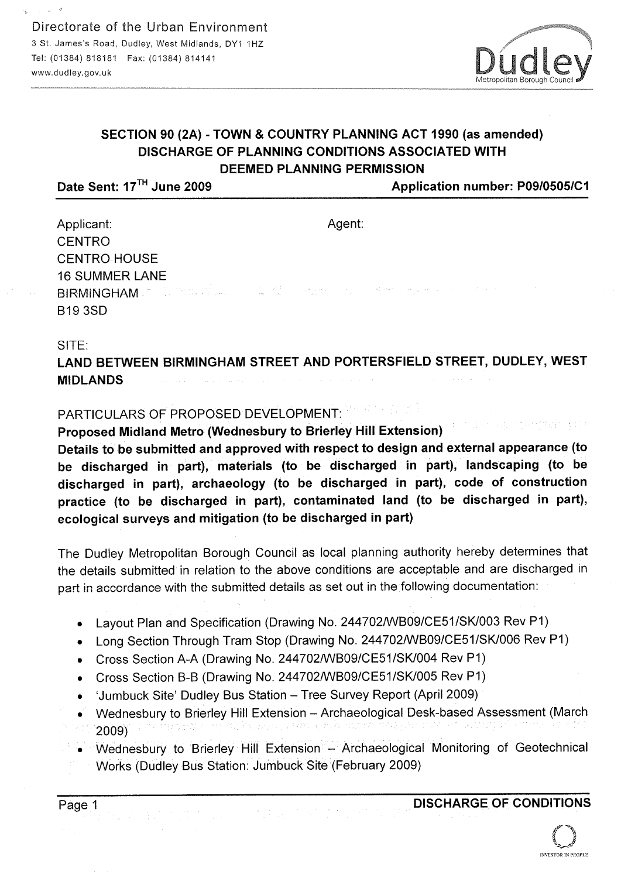Directorate of the Urban Environment
3 St. James's Road, Dudley, West Midlands, DY1 1HZ
Tel: (01384) 818181 Fax: (01384) 814141
www.dudley.gov.uk

Dudley Metropolitan Borough Council

## SECTION 90 (2A) - TOWN & COUNTRY PLANNING ACT 1990 (as amended) DISCHARGE OF PLANNING CONDITIONS ASSOCIATED WITH DEEMED PLANNING PERMISSION

**Date Sent: 17TH June 2009** **Application number: P09/0505/C1**

Applicant:
CENTRO
CENTRO HOUSE
16 SUMMER LANE
BIRMINGHAM
B19 3SD

Agent:

SITE:

**LAND BETWEEN BIRMINGHAM STREET AND PORTERSFIELD STREET, DUDLEY, WEST MIDLANDS**

PARTICULARS OF PROPOSED DEVELOPMENT:

**Proposed Midland Metro (Wednesbury to Brierley Hill Extension)**
**Details to be submitted and approved with respect to design and external appearance (to be discharged in part), materials (to be discharged in part), landscaping (to be discharged in part), archaeology (to be discharged in part), code of construction practice (to be discharged in part), contaminated land (to be discharged in part), ecological surveys and mitigation (to be discharged in part)**

The Dudley Metropolitan Borough Council as local planning authority hereby determines that the details submitted in relation to the above conditions are acceptable and are discharged in part in accordance with the submitted details as set out in the following documentation:

- Layout Plan and Specification (Drawing No. 244702/WB09/CE51/SK/003 Rev P1)
- Long Section Through Tram Stop (Drawing No. 244702/WB09/CE51/SK/006 Rev P1)
- Cross Section A-A (Drawing No. 244702/WB09/CE51/SK/004 Rev P1)
- Cross Section B-B (Drawing No. 244702/WB09/CE51/SK/005 Rev P1)
- 'Jumbuck Site' Dudley Bus Station – Tree Survey Report (April 2009)
- Wednesbury to Brierley Hill Extension – Archaeological Desk-based Assessment (March 2009)
- Wednesbury to Brierley Hill Extension – Archaeological Monitoring of Geotechnical Works (Dudley Bus Station: Jumbuck Site (February 2009)

**DISCHARGE OF CONDITIONS**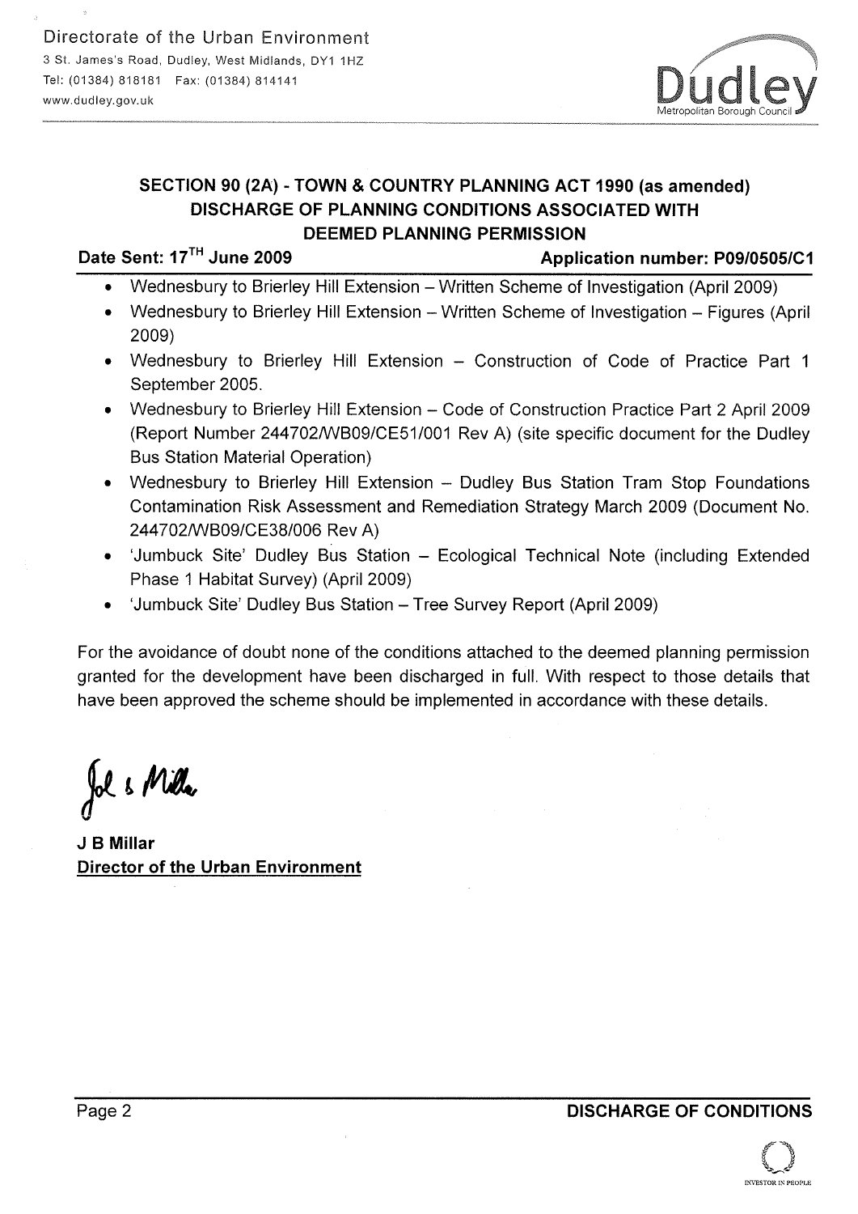Directorate of the Urban Environment
3 St. James's Road, Dudley, West Midlands, DY1 1HZ
Tel: (01384) 818181 Fax: (01384) 814141
www.dudley.gov.uk

Dudley Metropolitan Borough Council

## SECTION 90 (2A) - TOWN & COUNTRY PLANNING ACT 1990 (as amended) DISCHARGE OF PLANNING CONDITIONS ASSOCIATED WITH DEEMED PLANNING PERMISSION

**Date Sent: 17TH June 2009** **Application number: P09/0505/C1**

- Wednesbury to Brierley Hill Extension – Written Scheme of Investigation (April 2009)
- Wednesbury to Brierley Hill Extension – Written Scheme of Investigation – Figures (April 2009)
- Wednesbury to Brierley Hill Extension – Construction of Code of Practice Part 1 September 2005.
- Wednesbury to Brierley Hill Extension – Code of Construction Practice Part 2 April 2009 (Report Number 244702/WB09/CE51/001 Rev A) (site specific document for the Dudley Bus Station Material Operation)
- Wednesbury to Brierley Hill Extension – Dudley Bus Station Tram Stop Foundations Contamination Risk Assessment and Remediation Strategy March 2009 (Document No. 244702/WB09/CE38/006 Rev A)
- 'Jumbuck Site' Dudley Bus Station – Ecological Technical Note (including Extended Phase 1 Habitat Survey) (April 2009)
- 'Jumbuck Site' Dudley Bus Station – Tree Survey Report (April 2009)

For the avoidance of doubt none of the conditions attached to the deemed planning permission granted for the development have been discharged in full. With respect to those details that have been approved the scheme should be implemented in accordance with these details.

**J B Millar**
**Director of the Urban Environment**

**DISCHARGE OF CONDITIONS**

INVESTOR IN PEOPLE